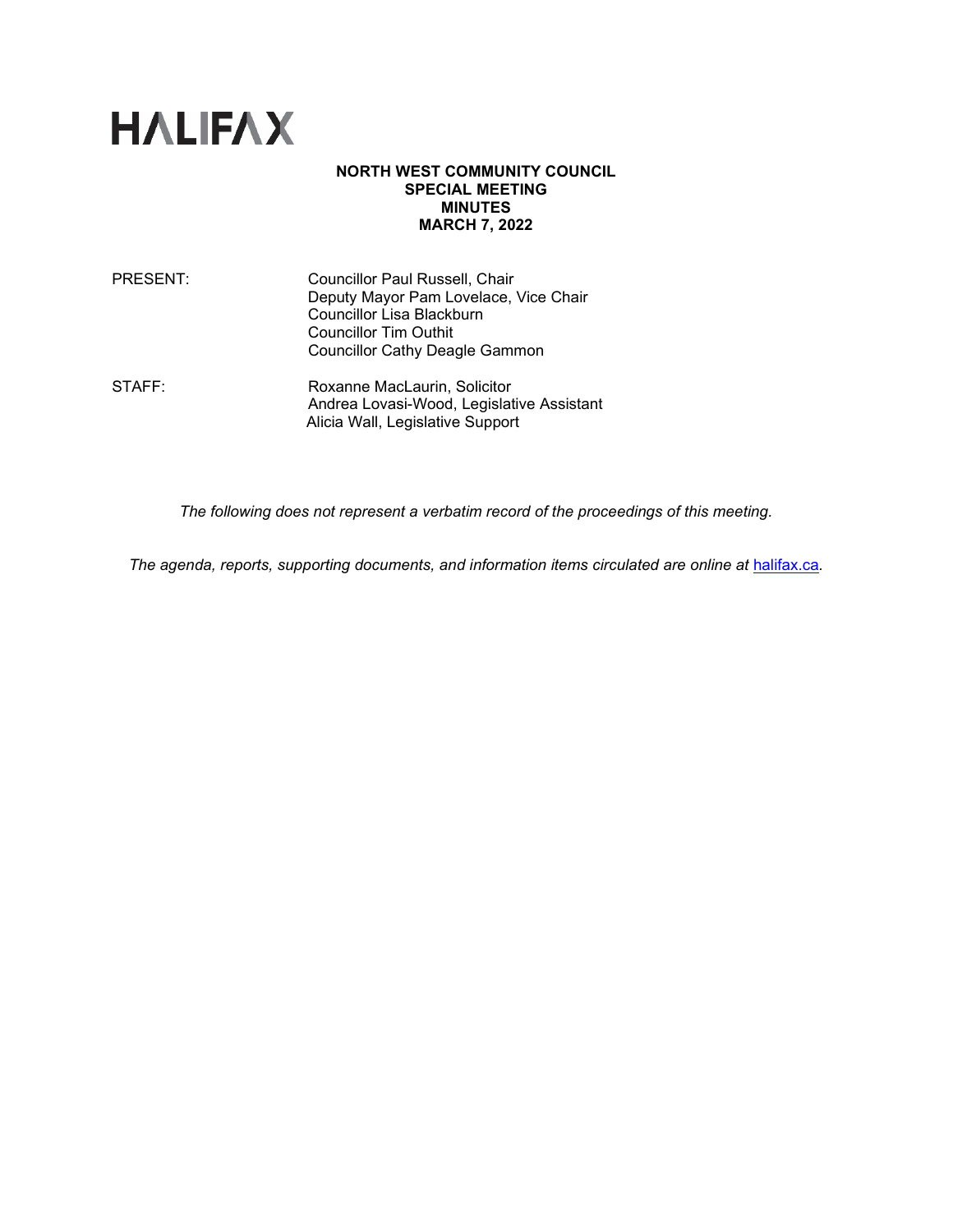HALIFAX

**NORTH WEST COMMUNITY COUNCIL**
**SPECIAL MEETING**
**MINUTES**
**MARCH 7, 2022**

PRESENT: Councillor Paul Russell, Chair
Deputy Mayor Pam Lovelace, Vice Chair
Councillor Lisa Blackburn
Councillor Tim Outhit
Councillor Cathy Deagle Gammon

STAFF: Roxanne MacLaurin, Solicitor
Andrea Lovasi-Wood, Legislative Assistant
Alicia Wall, Legislative Support

*The following does not represent a verbatim record of the proceedings of this meeting.*

*The agenda, reports, supporting documents, and information items circulated are online at* [halifax.ca](halifax.ca)*.*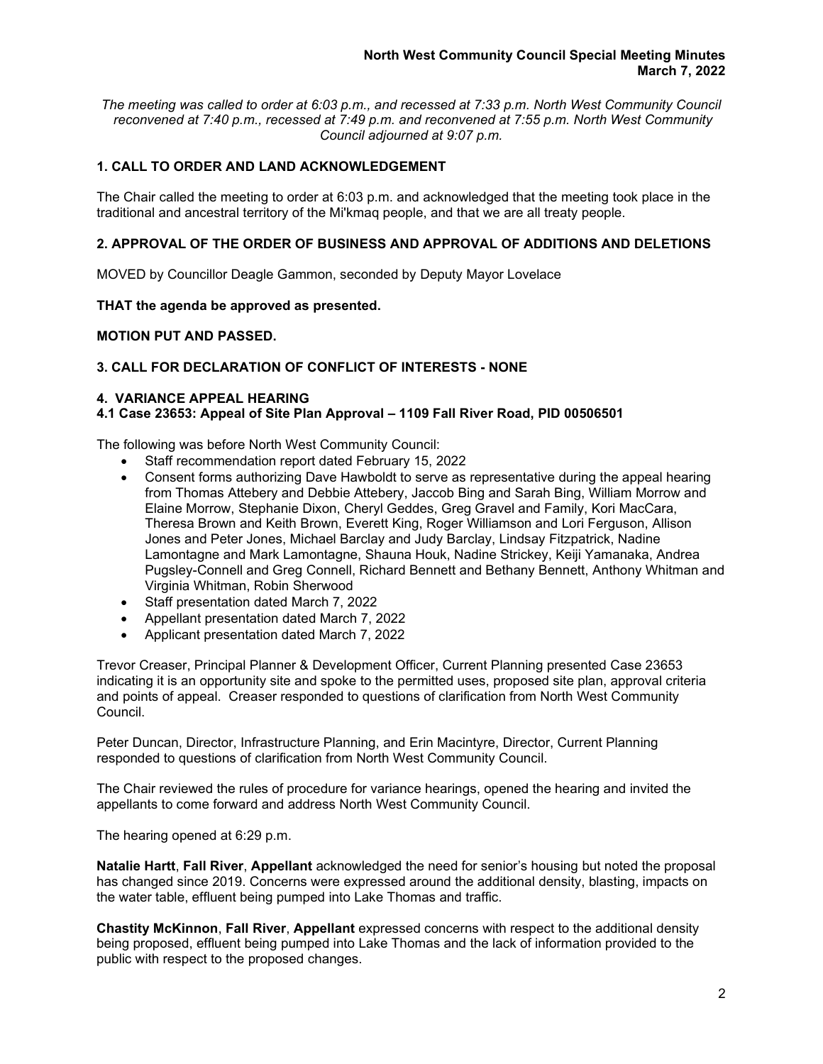*The meeting was called to order at 6:03 p.m., and recessed at 7:33 p.m. North West Community Council reconvened at 7:40 p.m., recessed at 7:49 p.m. and reconvened at 7:55 p.m. North West Community Council adjourned at 9:07 p.m.*

## 1. CALL TO ORDER AND LAND ACKNOWLEDGEMENT

The Chair called the meeting to order at 6:03 p.m. and acknowledged that the meeting took place in the traditional and ancestral territory of the Mi'kmaq people, and that we are all treaty people.

## 2. APPROVAL OF THE ORDER OF BUSINESS AND APPROVAL OF ADDITIONS AND DELETIONS

MOVED by Councillor Deagle Gammon, seconded by Deputy Mayor Lovelace

**THAT the agenda be approved as presented.**

**MOTION PUT AND PASSED.**

## 3. CALL FOR DECLARATION OF CONFLICT OF INTERESTS - NONE

## 4. VARIANCE APPEAL HEARING

### 4.1 Case 23653: Appeal of Site Plan Approval – 1109 Fall River Road, PID 00506501

The following was before North West Community Council:

- Staff recommendation report dated February 15, 2022
- Consent forms authorizing Dave Hawboldt to serve as representative during the appeal hearing from Thomas Attebery and Debbie Attebery, Jaccob Bing and Sarah Bing, William Morrow and Elaine Morrow, Stephanie Dixon, Cheryl Geddes, Greg Gravel and Family, Kori MacCara, Theresa Brown and Keith Brown, Everett King, Roger Williamson and Lori Ferguson, Allison Jones and Peter Jones, Michael Barclay and Judy Barclay, Lindsay Fitzpatrick, Nadine Lamontagne and Mark Lamontagne, Shauna Houk, Nadine Strickey, Keiji Yamanaka, Andrea Pugsley-Connell and Greg Connell, Richard Bennett and Bethany Bennett, Anthony Whitman and Virginia Whitman, Robin Sherwood
- Staff presentation dated March 7, 2022
- Appellant presentation dated March 7, 2022
- Applicant presentation dated March 7, 2022

Trevor Creaser, Principal Planner & Development Officer, Current Planning presented Case 23653 indicating it is an opportunity site and spoke to the permitted uses, proposed site plan, approval criteria and points of appeal. Creaser responded to questions of clarification from North West Community Council.

Peter Duncan, Director, Infrastructure Planning, and Erin Macintyre, Director, Current Planning responded to questions of clarification from North West Community Council.

The Chair reviewed the rules of procedure for variance hearings, opened the hearing and invited the appellants to come forward and address North West Community Council.

The hearing opened at 6:29 p.m.

**Natalie Hartt**, **Fall River**, **Appellant** acknowledged the need for senior's housing but noted the proposal has changed since 2019. Concerns were expressed around the additional density, blasting, impacts on the water table, effluent being pumped into Lake Thomas and traffic.

**Chastity McKinnon**, **Fall River**, **Appellant** expressed concerns with respect to the additional density being proposed, effluent being pumped into Lake Thomas and the lack of information provided to the public with respect to the proposed changes.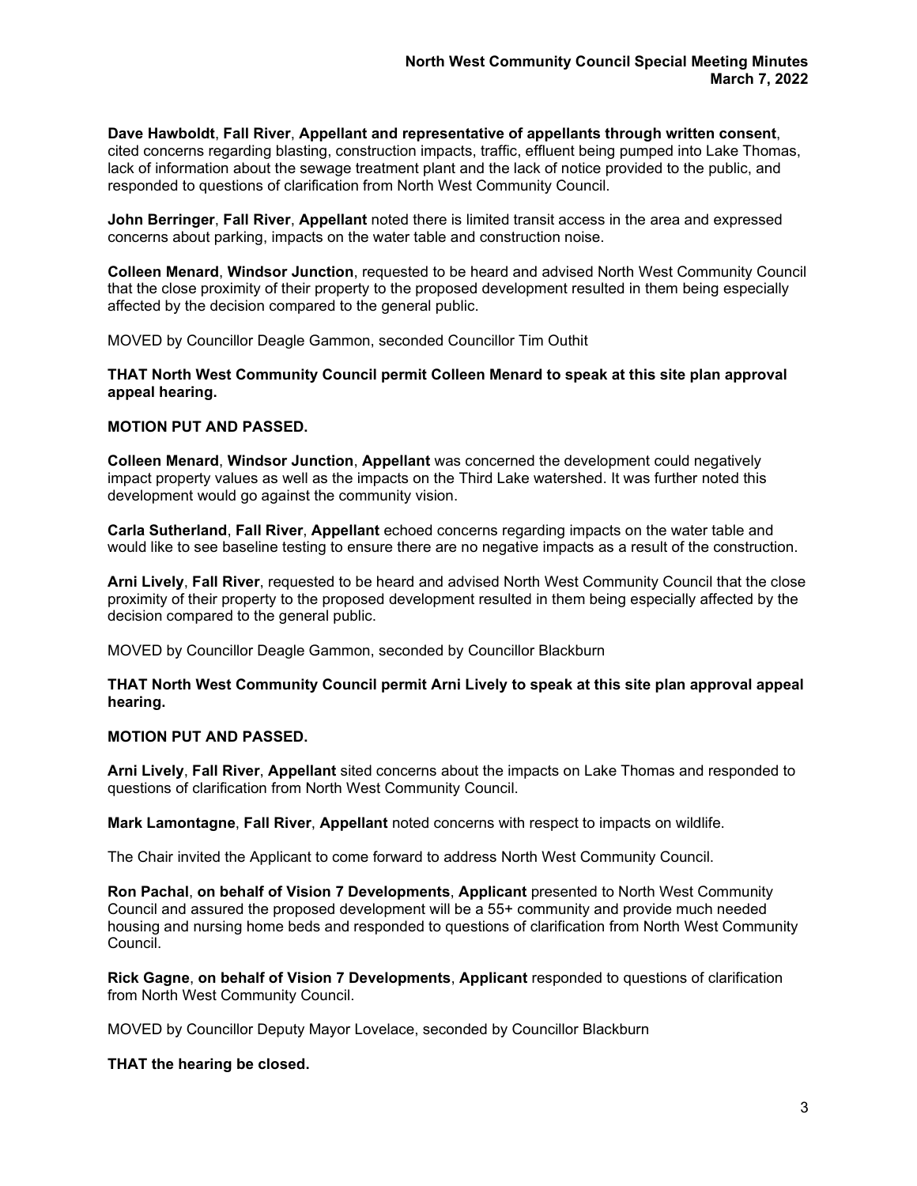**Dave Hawboldt**, **Fall River**, **Appellant and representative of appellants through written consent**, cited concerns regarding blasting, construction impacts, traffic, effluent being pumped into Lake Thomas, lack of information about the sewage treatment plant and the lack of notice provided to the public, and responded to questions of clarification from North West Community Council.

**John Berringer**, **Fall River**, **Appellant** noted there is limited transit access in the area and expressed concerns about parking, impacts on the water table and construction noise.

**Colleen Menard**, **Windsor Junction**, requested to be heard and advised North West Community Council that the close proximity of their property to the proposed development resulted in them being especially affected by the decision compared to the general public.

MOVED by Councillor Deagle Gammon, seconded Councillor Tim Outhit

**THAT North West Community Council permit Colleen Menard to speak at this site plan approval appeal hearing.**

**MOTION PUT AND PASSED.**

**Colleen Menard**, **Windsor Junction**, **Appellant** was concerned the development could negatively impact property values as well as the impacts on the Third Lake watershed. It was further noted this development would go against the community vision.

**Carla Sutherland**, **Fall River**, **Appellant** echoed concerns regarding impacts on the water table and would like to see baseline testing to ensure there are no negative impacts as a result of the construction.

**Arni Lively**, **Fall River**, requested to be heard and advised North West Community Council that the close proximity of their property to the proposed development resulted in them being especially affected by the decision compared to the general public.

MOVED by Councillor Deagle Gammon, seconded by Councillor Blackburn

**THAT North West Community Council permit Arni Lively to speak at this site plan approval appeal hearing.**

**MOTION PUT AND PASSED.**

**Arni Lively**, **Fall River**, **Appellant** sited concerns about the impacts on Lake Thomas and responded to questions of clarification from North West Community Council.

**Mark Lamontagne**, **Fall River**, **Appellant** noted concerns with respect to impacts on wildlife.

The Chair invited the Applicant to come forward to address North West Community Council.

**Ron Pachal**, **on behalf of Vision 7 Developments**, **Applicant** presented to North West Community Council and assured the proposed development will be a 55+ community and provide much needed housing and nursing home beds and responded to questions of clarification from North West Community Council.

**Rick Gagne**, **on behalf of Vision 7 Developments**, **Applicant** responded to questions of clarification from North West Community Council.

MOVED by Councillor Deputy Mayor Lovelace, seconded by Councillor Blackburn

**THAT the hearing be closed.**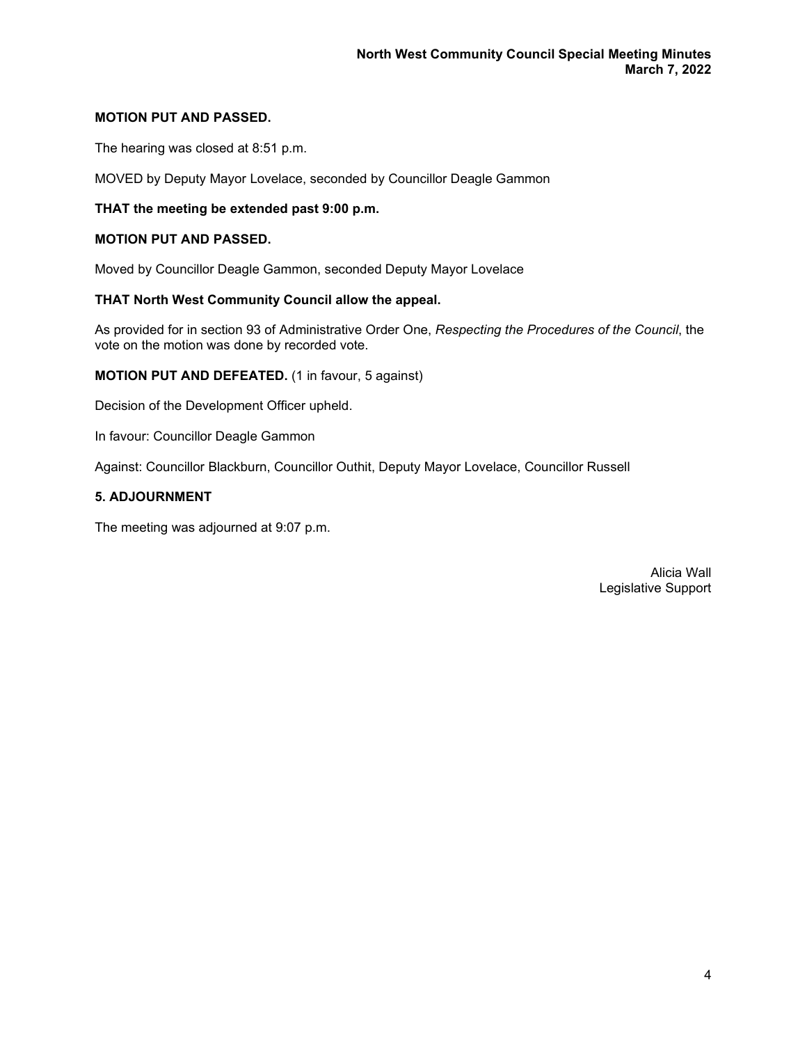**MOTION PUT AND PASSED.**

The hearing was closed at 8:51 p.m.

MOVED by Deputy Mayor Lovelace, seconded by Councillor Deagle Gammon

**THAT the meeting be extended past 9:00 p.m.**

**MOTION PUT AND PASSED.**

Moved by Councillor Deagle Gammon, seconded Deputy Mayor Lovelace

**THAT North West Community Council allow the appeal.**

As provided for in section 93 of Administrative Order One, *Respecting the Procedures of the Council*, the vote on the motion was done by recorded vote.

**MOTION PUT AND DEFEATED.** (1 in favour, 5 against)

Decision of the Development Officer upheld.

In favour: Councillor Deagle Gammon

Against: Councillor Blackburn, Councillor Outhit, Deputy Mayor Lovelace, Councillor Russell

## 5. ADJOURNMENT

The meeting was adjourned at 9:07 p.m.

Alicia Wall
Legislative Support